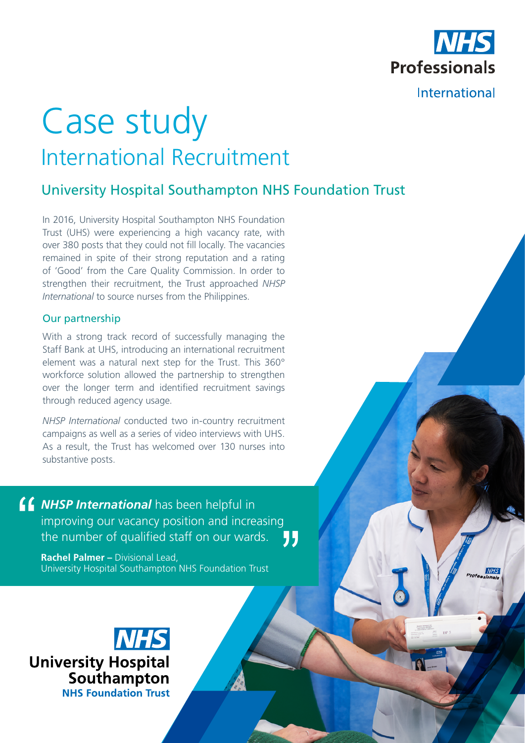NHS Professionals International

# Case study

## International Recruitment

### University Hospital Southampton NHS Foundation Trust

In 2016, University Hospital Southampton NHS Foundation Trust (UHS) were experiencing a high vacancy rate, with over 380 posts that they could not fill locally. The vacancies remained in spite of their strong reputation and a rating of 'Good' from the Care Quality Commission. In order to strengthen their recruitment, the Trust approached *NHSP International* to source nurses from the Philippines.

### Our partnership

With a strong track record of successfully managing the Staff Bank at UHS, introducing an international recruitment element was a natural next step for the Trust. This 360° workforce solution allowed the partnership to strengthen over the longer term and identified recruitment savings through reduced agency usage.

*NHSP International* conducted two in-country recruitment campaigns as well as a series of video interviews with UHS. As a result, the Trust has welcomed over 130 nurses into substantive posts.

> "***NHSP International*** has been helpful in improving our vacancy position and increasing the number of qualified staff on our wards."
>
> **Rachel Palmer –** Divisional Lead, University Hospital Southampton NHS Foundation Trust

NHS University Hospital Southampton NHS Foundation Trust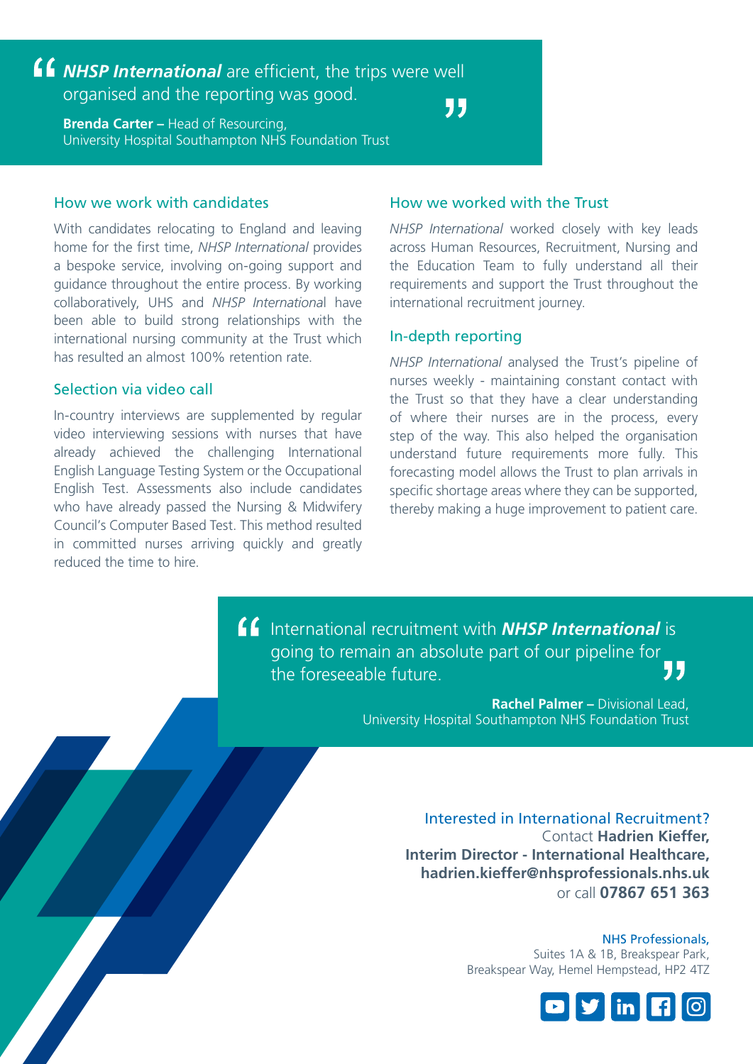> ***NHSP International*** are efficient, the trips were well organised and the reporting was good.
>
> **Brenda Carter –** Head of Resourcing,
> University Hospital Southampton NHS Foundation Trust

## How we work with candidates

With candidates relocating to England and leaving home for the first time, *NHSP International* provides a bespoke service, involving on-going support and guidance throughout the entire process. By working collaboratively, UHS and *NHSP International* have been able to build strong relationships with the international nursing community at the Trust which has resulted an almost 100% retention rate.

## Selection via video call

In-country interviews are supplemented by regular video interviewing sessions with nurses that have already achieved the challenging International English Language Testing System or the Occupational English Test. Assessments also include candidates who have already passed the Nursing & Midwifery Council's Computer Based Test. This method resulted in committed nurses arriving quickly and greatly reduced the time to hire.

## How we worked with the Trust

*NHSP International* worked closely with key leads across Human Resources, Recruitment, Nursing and the Education Team to fully understand all their requirements and support the Trust throughout the international recruitment journey.

## In-depth reporting

*NHSP International* analysed the Trust's pipeline of nurses weekly - maintaining constant contact with the Trust so that they have a clear understanding of where their nurses are in the process, every step of the way. This also helped the organisation understand future requirements more fully. This forecasting model allows the Trust to plan arrivals in specific shortage areas where they can be supported, thereby making a huge improvement to patient care.

> International recruitment with ***NHSP International*** is going to remain an absolute part of our pipeline for the foreseeable future.
>
> **Rachel Palmer –** Divisional Lead,
> University Hospital Southampton NHS Foundation Trust

Interested in International Recruitment?
Contact **Hadrien Kieffer,**
**Interim Director - International Healthcare,**
**hadrien.kieffer@nhsprofessionals.nhs.uk**
or call **07867 651 363**

NHS Professionals,
Suites 1A & 1B, Breakspear Park,
Breakspear Way, Hemel Hempstead, HP2 4TZ